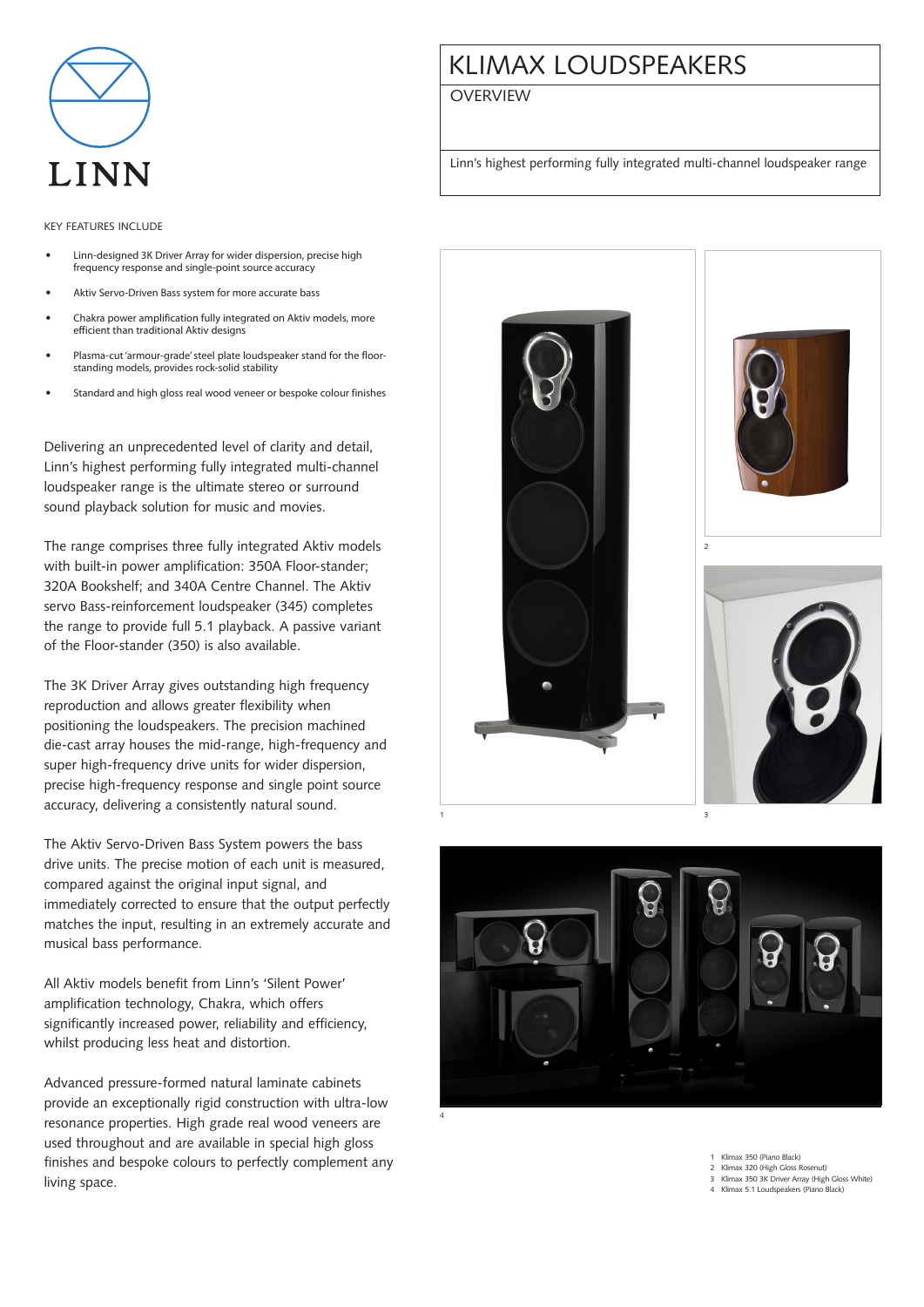# KLIMAX LOUDSPEAKERS

## OVERVIEW

Linn's highest performing fully integrated multi-channel loudspeaker range

KEY FEATURES INCLUDE

- Linn-designed 3K Driver Array for wider dispersion, precise high frequency response and single-point source accuracy
- Aktiv Servo-Driven Bass system for more accurate bass
- Chakra power amplification fully integrated on Aktiv models, more efficient than traditional Aktiv designs
- Plasma-cut 'armour-grade' steel plate loudspeaker stand for the floor-standing models, provides rock-solid stability
- Standard and high gloss real wood veneer or bespoke colour finishes

Delivering an unprecedented level of clarity and detail, Linn's highest performing fully integrated multi-channel loudspeaker range is the ultimate stereo or surround sound playback solution for music and movies.

The range comprises three fully integrated Aktiv models with built-in power amplification: 350A Floor-stander; 320A Bookshelf; and 340A Centre Channel. The Aktiv servo Bass-reinforcement loudspeaker (345) completes the range to provide full 5.1 playback. A passive variant of the Floor-stander (350) is also available.

The 3K Driver Array gives outstanding high frequency reproduction and allows greater flexibility when positioning the loudspeakers. The precision machined die-cast array houses the mid-range, high-frequency and super high-frequency drive units for wider dispersion, precise high-frequency response and single point source accuracy, delivering a consistently natural sound.

The Aktiv Servo-Driven Bass System powers the bass drive units. The precise motion of each unit is measured, compared against the original input signal, and immediately corrected to ensure that the output perfectly matches the input, resulting in an extremely accurate and musical bass performance.

All Aktiv models benefit from Linn's 'Silent Power' amplification technology, Chakra, which offers significantly increased power, reliability and efficiency, whilst producing less heat and distortion.

Advanced pressure-formed natural laminate cabinets provide an exceptionally rigid construction with ultra-low resonance properties. High grade real wood veneers are used throughout and are available in special high gloss finishes and bespoke colours to perfectly complement any living space.

1. Klimax 350 (Piano Black)
2. Klimax 320 (High Gloss Rosenut)
3. Klimax 350 3K Driver Array (High Gloss White)
4. Klimax 5.1 Loudspeakers (Piano Black)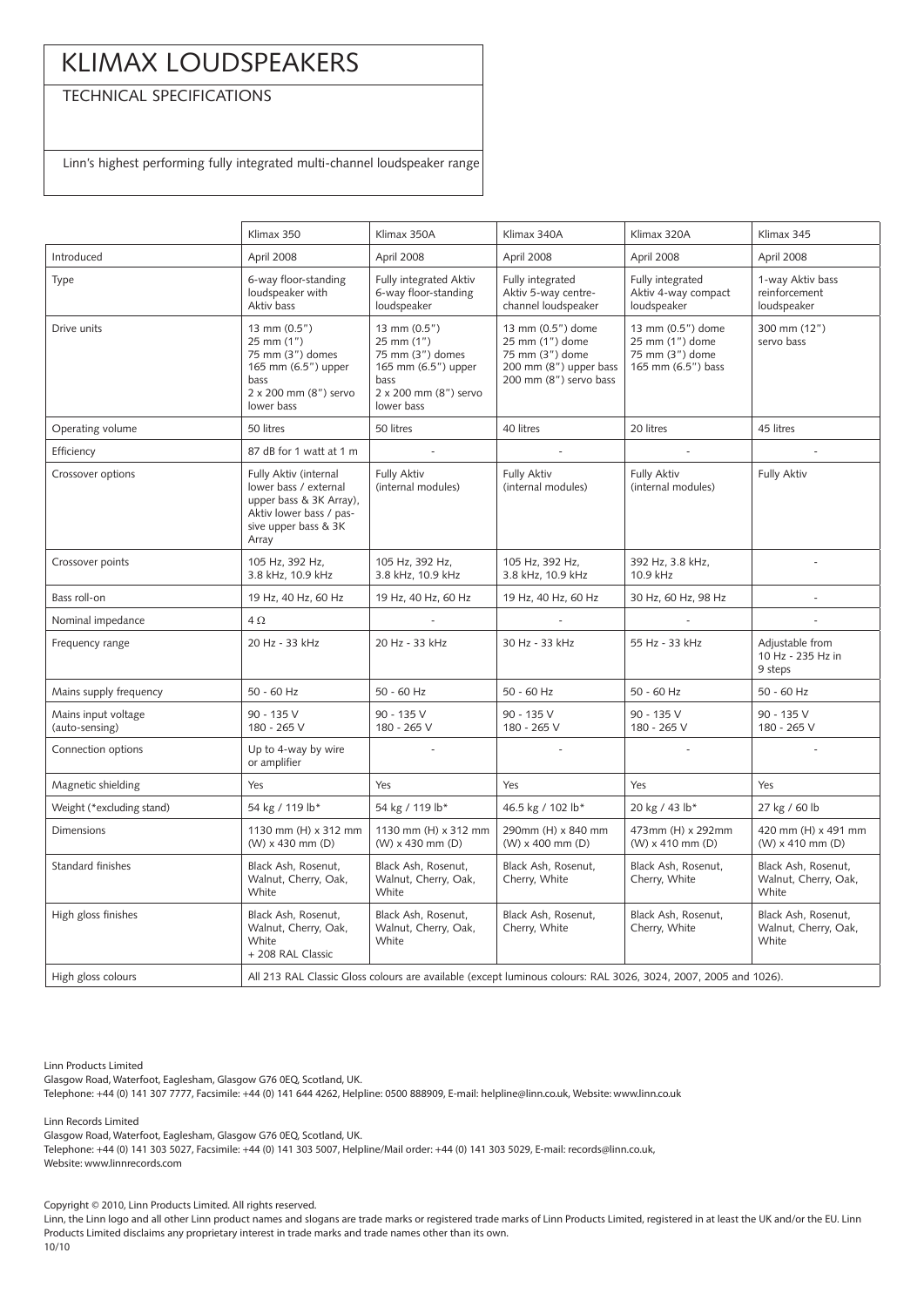# KLIMAX LOUDSPEAKERS

## TECHNICAL SPECIFICATIONS

Linn's highest performing fully integrated multi-channel loudspeaker range

| | Klimax 350 | Klimax 350A | Klimax 340A | Klimax 320A | Klimax 345 |
|---|---|---|---|---|---|
| Introduced | April 2008 | April 2008 | April 2008 | April 2008 | April 2008 |
| Type | 6-way floor-standing loudspeaker with Aktiv bass | Fully integrated Aktiv 6-way floor-standing loudspeaker | Fully integrated Aktiv 5-way centre-channel loudspeaker | Fully integrated Aktiv 4-way compact loudspeaker | 1-way Aktiv bass reinforcement loudspeaker |
| Drive units | 13 mm (0.5") 25 mm (1") 75 mm (3") domes 165 mm (6.5") upper bass 2 x 200 mm (8") servo lower bass | 13 mm (0.5") 25 mm (1") 75 mm (3") domes 165 mm (6.5") upper bass 2 x 200 mm (8") servo lower bass | 13 mm (0.5") dome 25 mm (1") dome 75 mm (3") dome 200 mm (8") upper bass 200 mm (8") servo bass | 13 mm (0.5") dome 25 mm (1") dome 75 mm (3") dome 165 mm (6.5") bass | 300 mm (12") servo bass |
| Operating volume | 50 litres | 50 litres | 40 litres | 20 litres | 45 litres |
| Efficiency | 87 dB for 1 watt at 1 m | - | - | - | - |
| Crossover options | Fully Aktiv (internal lower bass / external upper bass & 3K Array), Aktiv lower bass / passive upper bass & 3K Array | Fully Aktiv (internal modules) | Fully Aktiv (internal modules) | Fully Aktiv (internal modules) | Fully Aktiv |
| Crossover points | 105 Hz, 392 Hz, 3.8 kHz, 10.9 kHz | 105 Hz, 392 Hz, 3.8 kHz, 10.9 kHz | 105 Hz, 392 Hz, 3.8 kHz, 10.9 kHz | 392 Hz, 3.8 kHz, 10.9 kHz | - |
| Bass roll-on | 19 Hz, 40 Hz, 60 Hz | 19 Hz, 40 Hz, 60 Hz | 19 Hz, 40 Hz, 60 Hz | 30 Hz, 60 Hz, 98 Hz | - |
| Nominal impedance | 4 Ω | - | - | - | - |
| Frequency range | 20 Hz - 33 kHz | 20 Hz - 33 kHz | 30 Hz - 33 kHz | 55 Hz - 33 kHz | Adjustable from 10 Hz - 235 Hz in 9 steps |
| Mains supply frequency | 50 - 60 Hz | 50 - 60 Hz | 50 - 60 Hz | 50 - 60 Hz | 50 - 60 Hz |
| Mains input voltage (auto-sensing) | 90 - 135 V 180 - 265 V | 90 - 135 V 180 - 265 V | 90 - 135 V 180 - 265 V | 90 - 135 V 180 - 265 V | 90 - 135 V 180 - 265 V |
| Connection options | Up to 4-way by wire or amplifier | - | - | - | - |
| Magnetic shielding | Yes | Yes | Yes | Yes | Yes |
| Weight (*excluding stand) | 54 kg / 119 lb* | 54 kg / 119 lb* | 46.5 kg / 102 lb* | 20 kg / 43 lb* | 27 kg / 60 lb |
| Dimensions | 1130 mm (H) x 312 mm (W) x 430 mm (D) | 1130 mm (H) x 312 mm (W) x 430 mm (D) | 290mm (H) x 840 mm (W) x 400 mm (D) | 473mm (H) x 292mm (W) x 410 mm (D) | 420 mm (H) x 491 mm (W) x 410 mm (D) |
| Standard finishes | Black Ash, Rosenut, Walnut, Cherry, Oak, White | Black Ash, Rosenut, Walnut, Cherry, Oak, White | Black Ash, Rosenut, Cherry, White | Black Ash, Rosenut, Cherry, White | Black Ash, Rosenut, Walnut, Cherry, Oak, White |
| High gloss finishes | Black Ash, Rosenut, Walnut, Cherry, Oak, White + 208 RAL Classic | Black Ash, Rosenut, Walnut, Cherry, Oak, White | Black Ash, Rosenut, Cherry, White | Black Ash, Rosenut, Cherry, White | Black Ash, Rosenut, Walnut, Cherry, Oak, White |
| High gloss colours | All 213 RAL Classic Gloss colours are available (except luminous colours: RAL 3026, 3024, 2007, 2005 and 1026). | | | | |

Linn Products Limited
Glasgow Road, Waterfoot, Eaglesham, Glasgow G76 0EQ, Scotland, UK.
Telephone: +44 (0) 141 307 7777, Facsimile: +44 (0) 141 644 4262, Helpline: 0500 888909, E-mail: helpline@linn.co.uk, Website: www.linn.co.uk

Linn Records Limited
Glasgow Road, Waterfoot, Eaglesham, Glasgow G76 0EQ, Scotland, UK.
Telephone: +44 (0) 141 303 5027, Facsimile: +44 (0) 141 303 5007, Helpline/Mail order: +44 (0) 141 303 5029, E-mail: records@linn.co.uk,
Website: www.linnrecords.com

Copyright © 2010, Linn Products Limited. All rights reserved.
Linn, the Linn logo and all other Linn product names and slogans are trade marks or registered trade marks of Linn Products Limited, registered in at least the UK and/or the EU. Linn Products Limited disclaims any proprietary interest in trade marks and trade names other than its own.
10/10